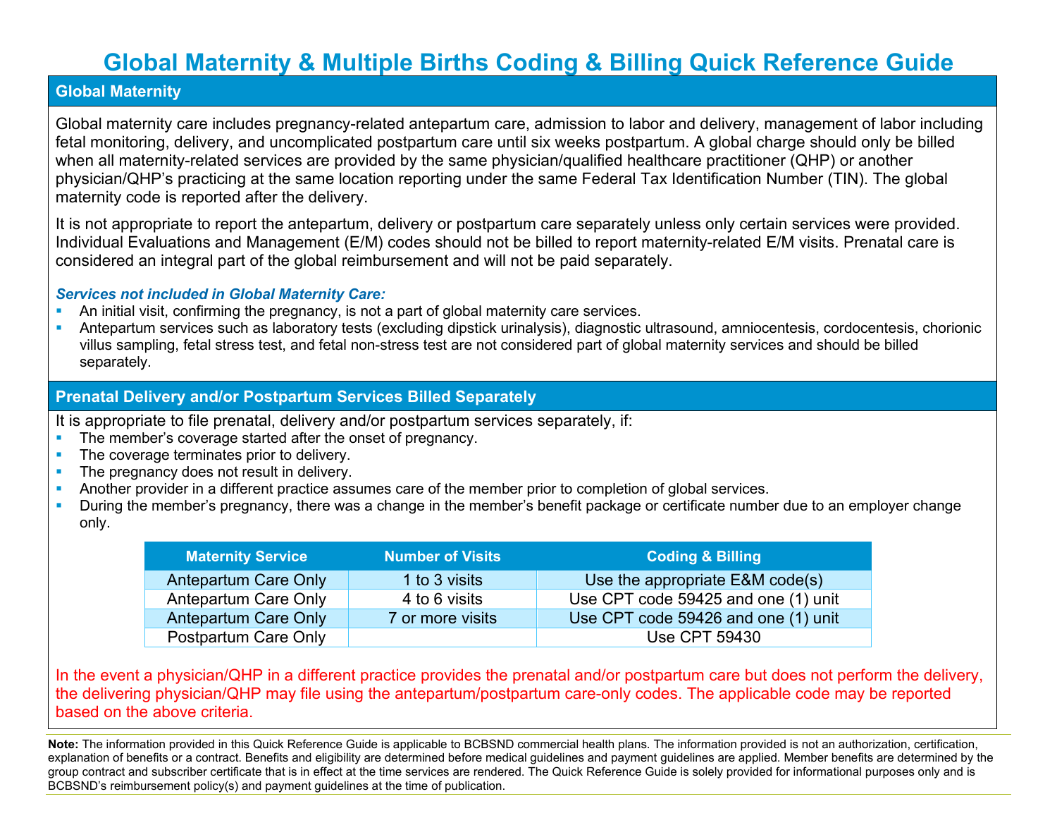# Global Maternity & Multiple Births Coding & Billing Quick Reference Guide

## Global Maternity

Global maternity care includes pregnancy-related antepartum care, admission to labor and delivery, management of labor including fetal monitoring, delivery, and uncomplicated postpartum care until six weeks postpartum. A global charge should only be billed when all maternity-related services are provided by the same physician/qualified healthcare practitioner (QHP) or another physician/QHP's practicing at the same location reporting under the same Federal Tax Identification Number (TIN). The global maternity code is reported after the delivery.

It is not appropriate to report the antepartum, delivery or postpartum care separately unless only certain services were provided. Individual Evaluations and Management (E/M) codes should not be billed to report maternity-related E/M visits. Prenatal care is considered an integral part of the global reimbursement and will not be paid separately.

***Services not included in Global Maternity Care:***

- An initial visit, confirming the pregnancy, is not a part of global maternity care services.
- Antepartum services such as laboratory tests (excluding dipstick urinalysis), diagnostic ultrasound, amniocentesis, cordocentesis, chorionic villus sampling, fetal stress test, and fetal non-stress test are not considered part of global maternity services and should be billed separately.

## Prenatal Delivery and/or Postpartum Services Billed Separately

It is appropriate to file prenatal, delivery and/or postpartum services separately, if:

- The member's coverage started after the onset of pregnancy.
- The coverage terminates prior to delivery.
- The pregnancy does not result in delivery.
- Another provider in a different practice assumes care of the member prior to completion of global services.
- During the member's pregnancy, there was a change in the member's benefit package or certificate number due to an employer change only.

| Maternity Service | Number of Visits | Coding & Billing |
|---|---|---|
| Antepartum Care Only | 1 to 3 visits | Use the appropriate E&M code(s) |
| Antepartum Care Only | 4 to 6 visits | Use CPT code 59425 and one (1) unit |
| Antepartum Care Only | 7 or more visits | Use CPT code 59426 and one (1) unit |
| Postpartum Care Only | | Use CPT 59430 |

In the event a physician/QHP in a different practice provides the prenatal and/or postpartum care but does not perform the delivery, the delivering physician/QHP may file using the antepartum/postpartum care-only codes. The applicable code may be reported based on the above criteria.

**Note:** The information provided in this Quick Reference Guide is applicable to BCBSND commercial health plans. The information provided is not an authorization, certification, explanation of benefits or a contract. Benefits and eligibility are determined before medical guidelines and payment guidelines are applied. Member benefits are determined by the group contract and subscriber certificate that is in effect at the time services are rendered. The Quick Reference Guide is solely provided for informational purposes only and is BCBSND's reimbursement policy(s) and payment guidelines at the time of publication.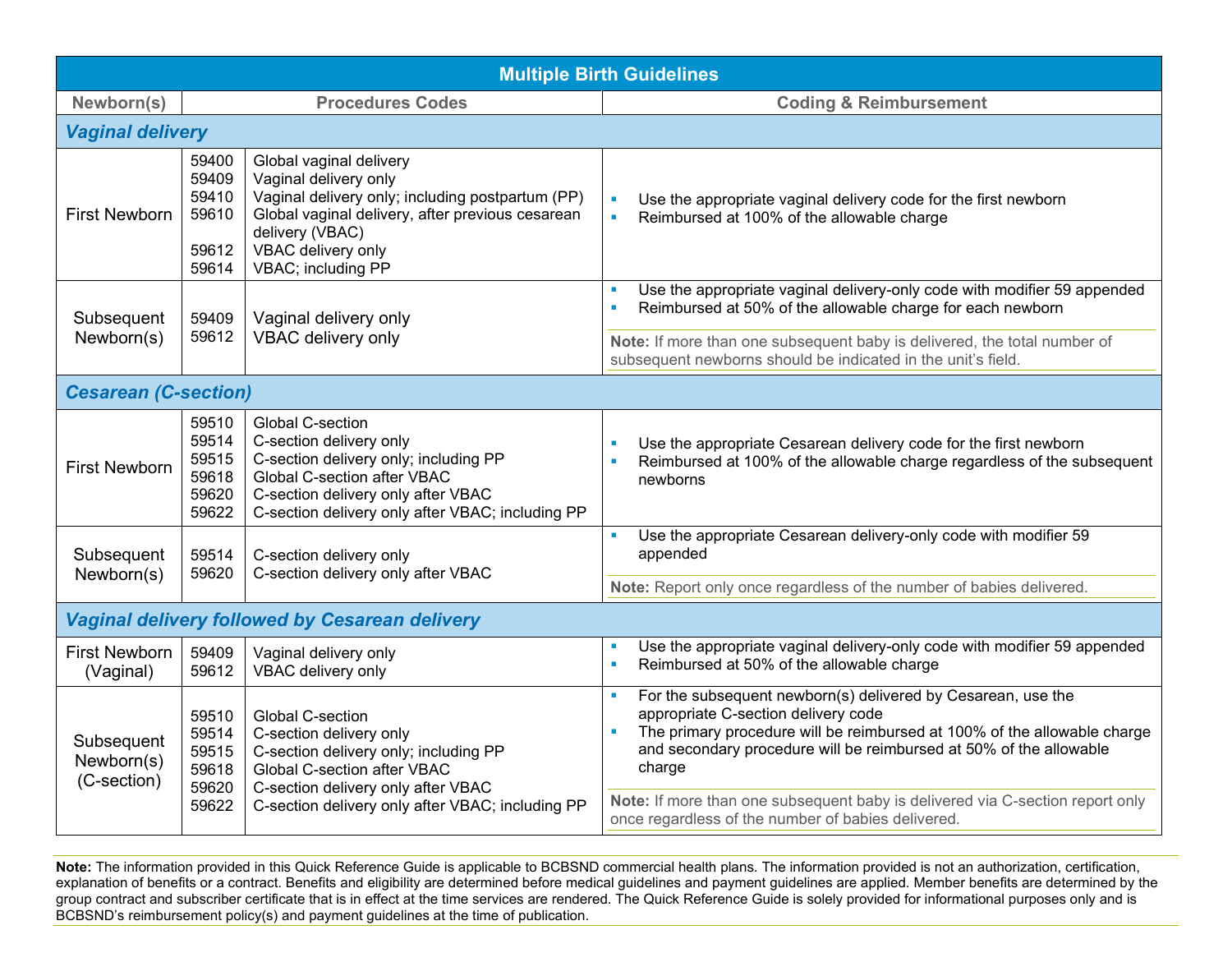| Multiple Birth Guidelines | | | |
|---|---|---|---|
| Newborn(s) | Procedures Codes | | Coding & Reimbursement |
| ***Vaginal delivery*** | | | |
| First Newborn | 59400<br>59409<br>59410<br>59610<br><br>59612<br>59614 | Global vaginal delivery<br>Vaginal delivery only<br>Vaginal delivery only; including postpartum (PP)<br>Global vaginal delivery, after previous cesarean delivery (VBAC)<br>VBAC delivery only<br>VBAC; including PP | ▪ Use the appropriate vaginal delivery code for the first newborn<br>▪ Reimbursed at 100% of the allowable charge |
| Subsequent Newborn(s) | 59409<br>59612 | Vaginal delivery only<br>VBAC delivery only | ▪ Use the appropriate vaginal delivery-only code with modifier 59 appended<br>▪ Reimbursed at 50% of the allowable charge for each newborn<br><br>**Note:** If more than one subsequent baby is delivered, the total number of subsequent newborns should be indicated in the unit's field. |
| ***Cesarean (C-section)*** | | | |
| First Newborn | 59510<br>59514<br>59515<br>59618<br>59620<br>59622 | Global C-section<br>C-section delivery only<br>C-section delivery only; including PP<br>Global C-section after VBAC<br>C-section delivery only after VBAC<br>C-section delivery only after VBAC; including PP | ▪ Use the appropriate Cesarean delivery code for the first newborn<br>▪ Reimbursed at 100% of the allowable charge regardless of the subsequent newborns |
| Subsequent Newborn(s) | 59514<br>59620 | C-section delivery only<br>C-section delivery only after VBAC | ▪ Use the appropriate Cesarean delivery-only code with modifier 59 appended<br><br>**Note:** Report only once regardless of the number of babies delivered. |
| ***Vaginal delivery followed by Cesarean delivery*** | | | |
| First Newborn (Vaginal) | 59409<br>59612 | Vaginal delivery only<br>VBAC delivery only | ▪ Use the appropriate vaginal delivery-only code with modifier 59 appended<br>▪ Reimbursed at 50% of the allowable charge |
| Subsequent Newborn(s) (C-section) | 59510<br>59514<br>59515<br>59618<br>59620<br>59622 | Global C-section<br>C-section delivery only<br>C-section delivery only; including PP<br>Global C-section after VBAC<br>C-section delivery only after VBAC<br>C-section delivery only after VBAC; including PP | ▪ For the subsequent newborn(s) delivered by Cesarean, use the appropriate C-section delivery code<br>▪ The primary procedure will be reimbursed at 100% of the allowable charge and secondary procedure will be reimbursed at 50% of the allowable charge<br><br>**Note:** If more than one subsequent baby is delivered via C-section report only once regardless of the number of babies delivered. |

**Note:** The information provided in this Quick Reference Guide is applicable to BCBSND commercial health plans. The information provided is not an authorization, certification, explanation of benefits or a contract. Benefits and eligibility are determined before medical guidelines and payment guidelines are applied. Member benefits are determined by the group contract and subscriber certificate that is in effect at the time services are rendered. The Quick Reference Guide is solely provided for informational purposes only and is BCBSND's reimbursement policy(s) and payment guidelines at the time of publication.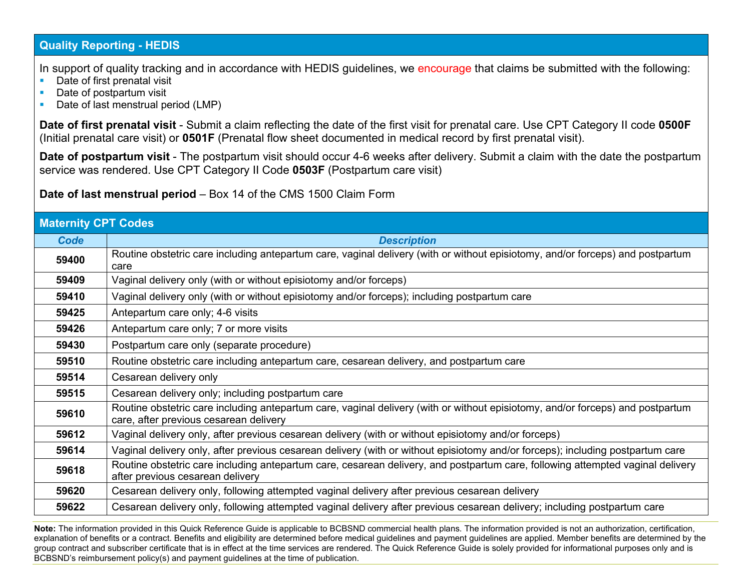## Quality Reporting - HEDIS

In support of quality tracking and in accordance with HEDIS guidelines, we encourage that claims be submitted with the following:

- Date of first prenatal visit
- Date of postpartum visit
- Date of last menstrual period (LMP)

**Date of first prenatal visit** - Submit a claim reflecting the date of the first visit for prenatal care. Use CPT Category II code **0500F** (Initial prenatal care visit) or **0501F** (Prenatal flow sheet documented in medical record by first prenatal visit).

**Date of postpartum visit** - The postpartum visit should occur 4-6 weeks after delivery. Submit a claim with the date the postpartum service was rendered. Use CPT Category II Code **0503F** (Postpartum care visit)

**Date of last menstrual period** – Box 14 of the CMS 1500 Claim Form

## Maternity CPT Codes

| *Code* | *Description* |
|---|---|
| **59400** | Routine obstetric care including antepartum care, vaginal delivery (with or without episiotomy, and/or forceps) and postpartum care |
| **59409** | Vaginal delivery only (with or without episiotomy and/or forceps) |
| **59410** | Vaginal delivery only (with or without episiotomy and/or forceps); including postpartum care |
| **59425** | Antepartum care only; 4-6 visits |
| **59426** | Antepartum care only; 7 or more visits |
| **59430** | Postpartum care only (separate procedure) |
| **59510** | Routine obstetric care including antepartum care, cesarean delivery, and postpartum care |
| **59514** | Cesarean delivery only |
| **59515** | Cesarean delivery only; including postpartum care |
| **59610** | Routine obstetric care including antepartum care, vaginal delivery (with or without episiotomy, and/or forceps) and postpartum care, after previous cesarean delivery |
| **59612** | Vaginal delivery only, after previous cesarean delivery (with or without episiotomy and/or forceps) |
| **59614** | Vaginal delivery only, after previous cesarean delivery (with or without episiotomy and/or forceps); including postpartum care |
| **59618** | Routine obstetric care including antepartum care, cesarean delivery, and postpartum care, following attempted vaginal delivery after previous cesarean delivery |
| **59620** | Cesarean delivery only, following attempted vaginal delivery after previous cesarean delivery |
| **59622** | Cesarean delivery only, following attempted vaginal delivery after previous cesarean delivery; including postpartum care |

**Note:** The information provided in this Quick Reference Guide is applicable to BCBSND commercial health plans. The information provided is not an authorization, certification, explanation of benefits or a contract. Benefits and eligibility are determined before medical guidelines and payment guidelines are applied. Member benefits are determined by the group contract and subscriber certificate that is in effect at the time services are rendered. The Quick Reference Guide is solely provided for informational purposes only and is BCBSND's reimbursement policy(s) and payment guidelines at the time of publication.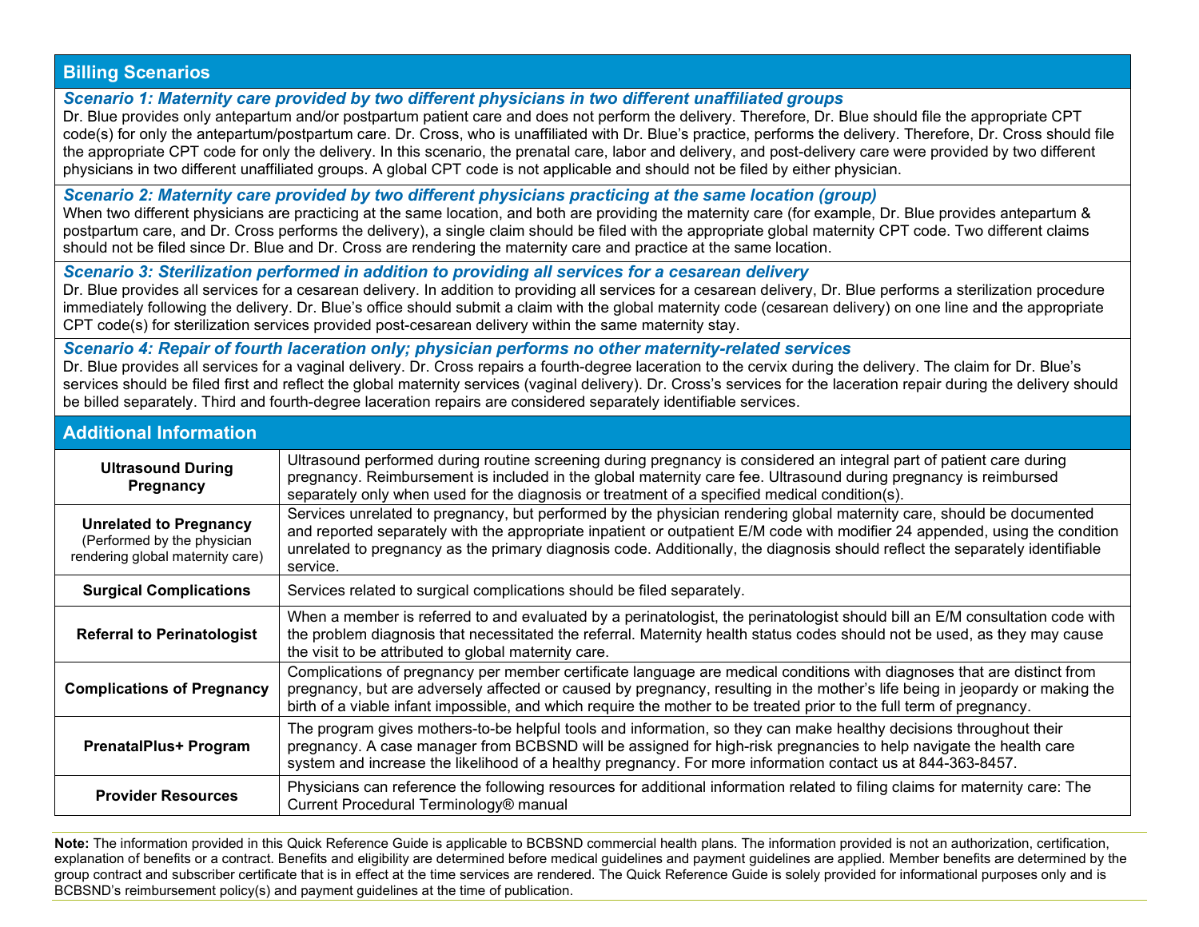## Billing Scenarios

***Scenario 1: Maternity care provided by two different physicians in two different unaffiliated groups***

Dr. Blue provides only antepartum and/or postpartum patient care and does not perform the delivery. Therefore, Dr. Blue should file the appropriate CPT code(s) for only the antepartum/postpartum care. Dr. Cross, who is unaffiliated with Dr. Blue's practice, performs the delivery. Therefore, Dr. Cross should file the appropriate CPT code for only the delivery. In this scenario, the prenatal care, labor and delivery, and post-delivery care were provided by two different physicians in two different unaffiliated groups. A global CPT code is not applicable and should not be filed by either physician.

***Scenario 2: Maternity care provided by two different physicians practicing at the same location (group)***

When two different physicians are practicing at the same location, and both are providing the maternity care (for example, Dr. Blue provides antepartum & postpartum care, and Dr. Cross performs the delivery), a single claim should be filed with the appropriate global maternity CPT code. Two different claims should not be filed since Dr. Blue and Dr. Cross are rendering the maternity care and practice at the same location.

***Scenario 3: Sterilization performed in addition to providing all services for a cesarean delivery***

Dr. Blue provides all services for a cesarean delivery. In addition to providing all services for a cesarean delivery, Dr. Blue performs a sterilization procedure immediately following the delivery. Dr. Blue's office should submit a claim with the global maternity code (cesarean delivery) on one line and the appropriate CPT code(s) for sterilization services provided post-cesarean delivery within the same maternity stay.

***Scenario 4: Repair of fourth laceration only; physician performs no other maternity-related services***

Dr. Blue provides all services for a vaginal delivery. Dr. Cross repairs a fourth-degree laceration to the cervix during the delivery. The claim for Dr. Blue's services should be filed first and reflect the global maternity services (vaginal delivery). Dr. Cross's services for the laceration repair during the delivery should be billed separately. Third and fourth-degree laceration repairs are considered separately identifiable services.

## Additional Information

| | |
|---|---|
| **Ultrasound During Pregnancy** | Ultrasound performed during routine screening during pregnancy is considered an integral part of patient care during pregnancy. Reimbursement is included in the global maternity care fee. Ultrasound during pregnancy is reimbursed separately only when used for the diagnosis or treatment of a specified medical condition(s). |
| **Unrelated to Pregnancy** (Performed by the physician rendering global maternity care) | Services unrelated to pregnancy, but performed by the physician rendering global maternity care, should be documented and reported separately with the appropriate inpatient or outpatient E/M code with modifier 24 appended, using the condition unrelated to pregnancy as the primary diagnosis code. Additionally, the diagnosis should reflect the separately identifiable service. |
| **Surgical Complications** | Services related to surgical complications should be filed separately. |
| **Referral to Perinatologist** | When a member is referred to and evaluated by a perinatologist, the perinatologist should bill an E/M consultation code with the problem diagnosis that necessitated the referral. Maternity health status codes should not be used, as they may cause the visit to be attributed to global maternity care. |
| **Complications of Pregnancy** | Complications of pregnancy per member certificate language are medical conditions with diagnoses that are distinct from pregnancy, but are adversely affected or caused by pregnancy, resulting in the mother's life being in jeopardy or making the birth of a viable infant impossible, and which require the mother to be treated prior to the full term of pregnancy. |
| **PrenatalPlus+ Program** | The program gives mothers-to-be helpful tools and information, so they can make healthy decisions throughout their pregnancy. A case manager from BCBSND will be assigned for high-risk pregnancies to help navigate the health care system and increase the likelihood of a healthy pregnancy. For more information contact us at 844-363-8457. |
| **Provider Resources** | Physicians can reference the following resources for additional information related to filing claims for maternity care: The Current Procedural Terminology® manual |

**Note:** The information provided in this Quick Reference Guide is applicable to BCBSND commercial health plans. The information provided is not an authorization, certification, explanation of benefits or a contract. Benefits and eligibility are determined before medical guidelines and payment guidelines are applied. Member benefits are determined by the group contract and subscriber certificate that is in effect at the time services are rendered. The Quick Reference Guide is solely provided for informational purposes only and is BCBSND's reimbursement policy(s) and payment guidelines at the time of publication.